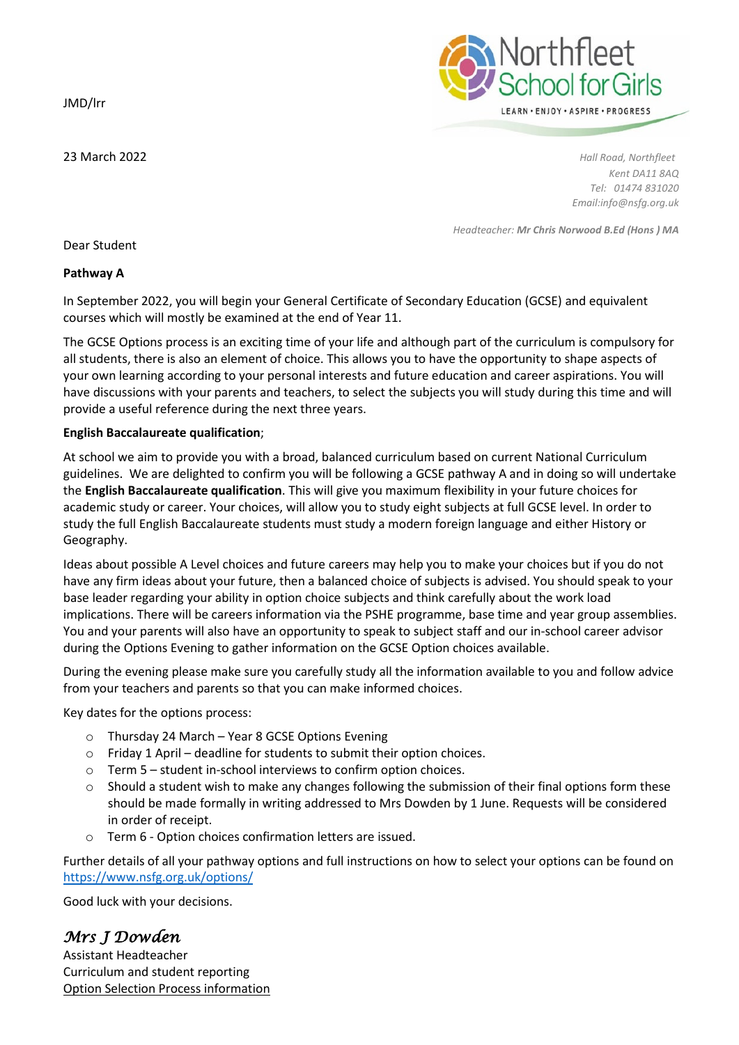JMD/lrr

Northfleet School for Girls

LEARN • ENJOY • ASPIRE • PROGRESS

23 March 2022

*Hall Road, Northfleet*
*Kent DA11 8AQ*
*Tel: 01474 831020*
*Email:info@nsfg.org.uk*

*Headteacher:* ***Mr Chris Norwood B.Ed (Hons ) MA***

Dear Student

**Pathway A**

In September 2022, you will begin your General Certificate of Secondary Education (GCSE) and equivalent courses which will mostly be examined at the end of Year 11.

The GCSE Options process is an exciting time of your life and although part of the curriculum is compulsory for all students, there is also an element of choice. This allows you to have the opportunity to shape aspects of your own learning according to your personal interests and future education and career aspirations. You will have discussions with your parents and teachers, to select the subjects you will study during this time and will provide a useful reference during the next three years.

**English Baccalaureate qualification**;

At school we aim to provide you with a broad, balanced curriculum based on current National Curriculum guidelines. We are delighted to confirm you will be following a GCSE pathway A and in doing so will undertake the **English Baccalaureate qualification**. This will give you maximum flexibility in your future choices for academic study or career. Your choices, will allow you to study eight subjects at full GCSE level. In order to study the full English Baccalaureate students must study a modern foreign language and either History or Geography.

Ideas about possible A Level choices and future careers may help you to make your choices but if you do not have any firm ideas about your future, then a balanced choice of subjects is advised. You should speak to your base leader regarding your ability in option choice subjects and think carefully about the work load implications. There will be careers information via the PSHE programme, base time and year group assemblies. You and your parents will also have an opportunity to speak to subject staff and our in-school career advisor during the Options Evening to gather information on the GCSE Option choices available.

During the evening please make sure you carefully study all the information available to you and follow advice from your teachers and parents so that you can make informed choices.

Key dates for the options process:

- Thursday 24 March – Year 8 GCSE Options Evening
- Friday 1 April – deadline for students to submit their option choices.
- Term 5 – student in-school interviews to confirm option choices.
- Should a student wish to make any changes following the submission of their final options form these should be made formally in writing addressed to Mrs Dowden by 1 June. Requests will be considered in order of receipt.
- Term 6 - Option choices confirmation letters are issued.

Further details of all your pathway options and full instructions on how to select your options can be found on https://www.nsfg.org.uk/options/

Good luck with your decisions.

*Mrs J Dowden*
Assistant Headteacher
Curriculum and student reporting
Option Selection Process information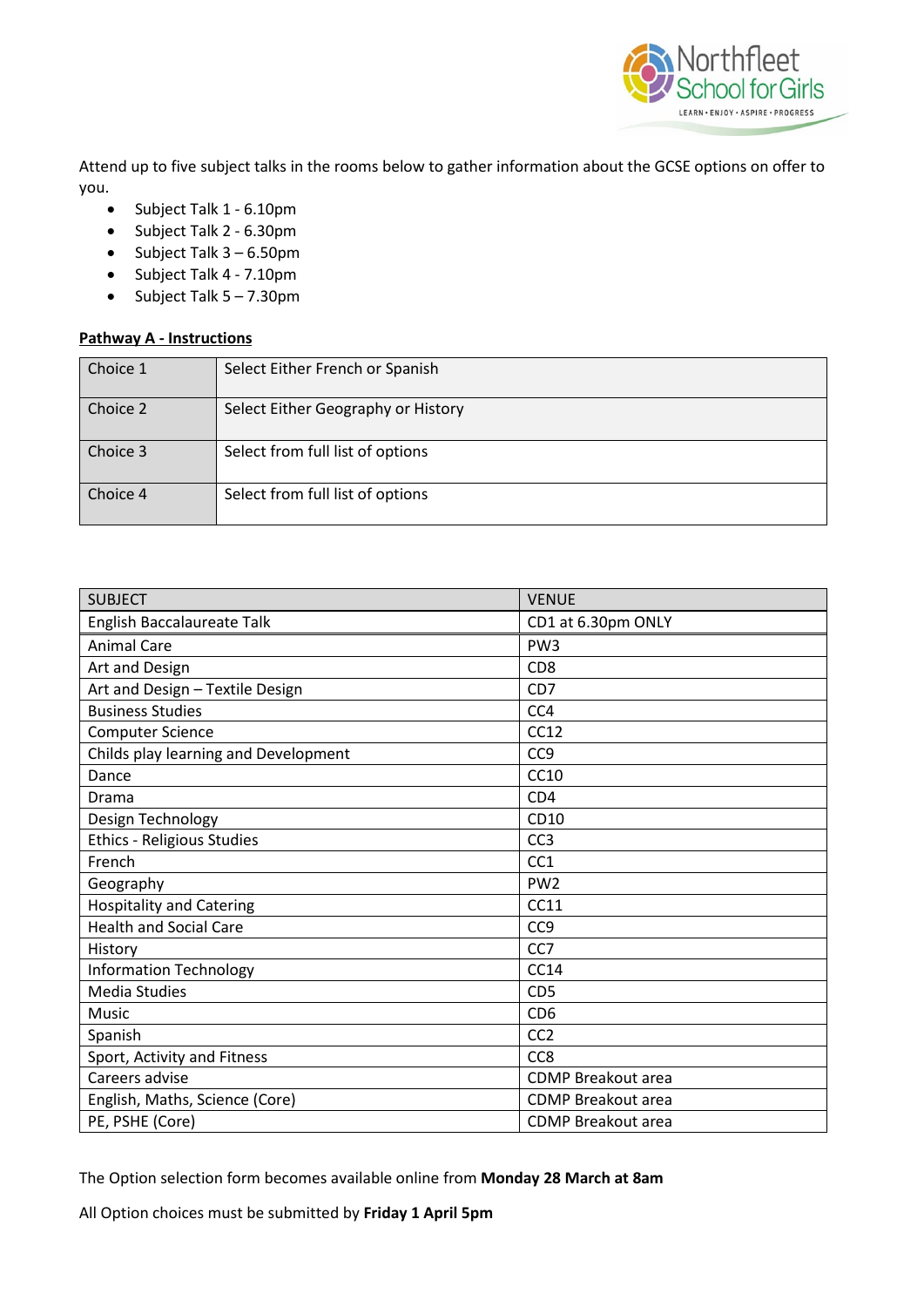Attend up to five subject talks in the rooms below to gather information about the GCSE options on offer to you.

- Subject Talk 1 - 6.10pm
- Subject Talk 2 - 6.30pm
- Subject Talk 3 – 6.50pm
- Subject Talk 4 - 7.10pm
- Subject Talk 5 – 7.30pm

**Pathway A - Instructions**

| | |
|---|---|
| Choice 1 | Select Either French or Spanish |
| Choice 2 | Select Either Geography or History |
| Choice 3 | Select from full list of options |
| Choice 4 | Select from full list of options |

| SUBJECT | VENUE |
|---|---|
| English Baccalaureate Talk | CD1 at 6.30pm ONLY |
| Animal Care | PW3 |
| Art and Design | CD8 |
| Art and Design – Textile Design | CD7 |
| Business Studies | CC4 |
| Computer Science | CC12 |
| Childs play learning and Development | CC9 |
| Dance | CC10 |
| Drama | CD4 |
| Design Technology | CD10 |
| Ethics - Religious Studies | CC3 |
| French | CC1 |
| Geography | PW2 |
| Hospitality and Catering | CC11 |
| Health and Social Care | CC9 |
| History | CC7 |
| Information Technology | CC14 |
| Media Studies | CD5 |
| Music | CD6 |
| Spanish | CC2 |
| Sport, Activity and Fitness | CC8 |
| Careers advise | CDMP Breakout area |
| English, Maths, Science (Core) | CDMP Breakout area |
| PE, PSHE (Core) | CDMP Breakout area |

The Option selection form becomes available online from **Monday 28 March at 8am**

All Option choices must be submitted by **Friday 1 April 5pm**